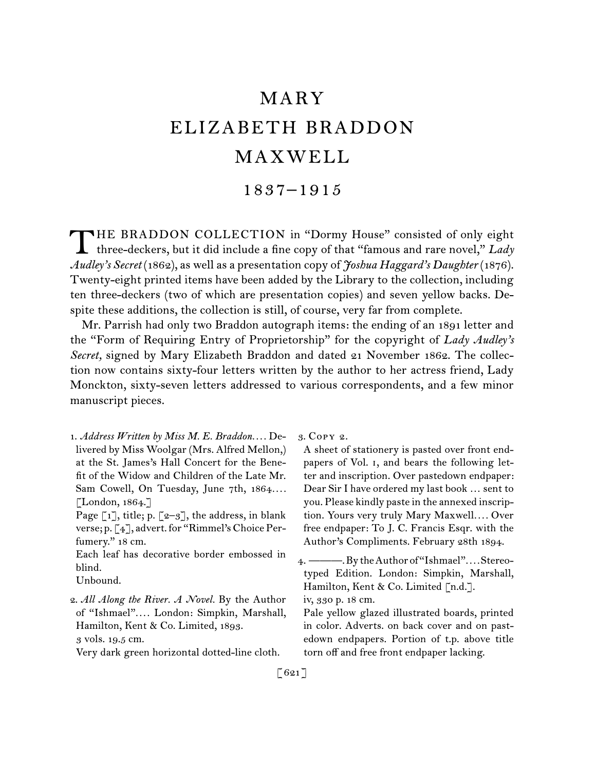# MARY ELIZABETH BRADDON MAXWELL

## 1837–1915

THE BRADDON COLLECTION in "Dormy House" consisted of only eight three-deckers, but it did include a fine copy of that "famous and rare novel," *Lady Audley's Secret* (1862), as well as a presentation copy of *Joshua Haggard's Daughter* (1876). Twenty-eight printed items have been added by the Library to the collection, including ten three-deckers (two of which are presentation copies) and seven yellow backs. Despite these additions, the collection is still, of course, very far from complete.

Mr. Parrish had only two Braddon autograph items: the ending of an 1891 letter and the "Form of Requiring Entry of Proprietorship" for the copyright of *Lady Audley's Secret,* signed by Mary Elizabeth Braddon and dated 21 November 1862. The collection now contains sixty-four letters written by the author to her actress friend, Lady Monckton, sixty-seven letters addressed to various correspondents, and a few minor manuscript pieces.

1. *Address Written by Miss M. E. Braddon.*... Delivered by Miss Woolgar (Mrs. Alfred Mellon,) at the St. James's Hall Concert for the Benefit of the Widow and Children of the Late Mr. Sam Cowell, On Tuesday, June 7th, 1864.... [London, 1864.]
   Page [1], title; p. [2–3], the address, in blank verse; p. [4], advert. for "Rimmel's Choice Perfumery." 18 cm.
   Each leaf has decorative border embossed in blind.
   Unbound.

2. *All Along the River. A Novel.* By the Author of "Ishmael".... London: Simpkin, Marshall, Hamilton, Kent & Co. Limited, 1893.
   3 vols. 19.5 cm.
   Very dark green horizontal dotted-line cloth.

3. COPY 2.
   A sheet of stationery is pasted over front endpapers of Vol. 1, and bears the following letter and inscription. Over pastedown endpaper: Dear Sir I have ordered my last book ... sent to you. Please kindly paste in the annexed inscription. Yours very truly Mary Maxwell.... Over free endpaper: To J. C. Francis Esqr. with the Author's Compliments. February 28th 1894.

4. ———. By the Author of "Ishmael".... Stereotyped Edition. London: Simpkin, Marshall, Hamilton, Kent & Co. Limited [n.d.].
   iv, 330 p. 18 cm.
   Pale yellow glazed illustrated boards, printed in color. Adverts. on back cover and on pastedown endpapers. Portion of t.p. above title torn off and free front endpaper lacking.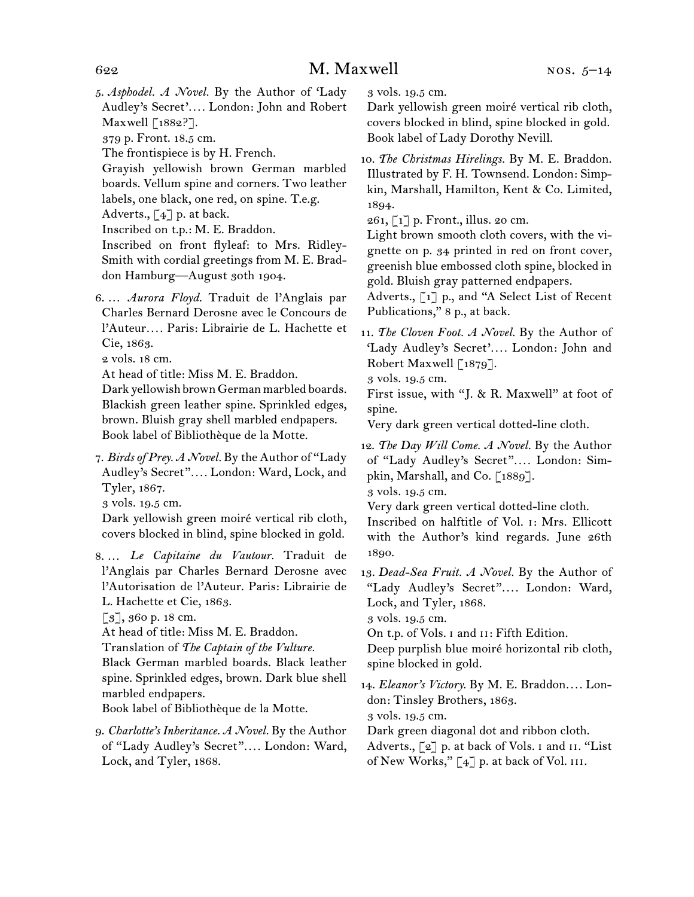5. *Asphodel. A Novel.* By the Author of 'Lady Audley's Secret'.... London: John and Robert Maxwell [1882?].
379 p. Front. 18.5 cm.
The frontispiece is by H. French.
Grayish yellowish brown German marbled boards. Vellum spine and corners. Two leather labels, one black, one red, on spine. T.e.g.
Adverts., [4] p. at back.
Inscribed on t.p.: M. E. Braddon.
Inscribed on front flyleaf: to Mrs. Ridley-Smith with cordial greetings from M. E. Braddon Hamburg—August 30th 1904.

6. ... *Aurora Floyd.* Traduit de l'Anglais par Charles Bernard Derosne avec le Concours de l'Auteur.... Paris: Librairie de L. Hachette et Cie, 1863.
2 vols. 18 cm.
At head of title: Miss M. E. Braddon.
Dark yellowish brown German marbled boards. Blackish green leather spine. Sprinkled edges, brown. Bluish gray shell marbled endpapers.
Book label of Bibliothèque de la Motte.

7. *Birds of Prey. A Novel.* By the Author of "Lady Audley's Secret".... London: Ward, Lock, and Tyler, 1867.
3 vols. 19.5 cm.
Dark yellowish green moiré vertical rib cloth, covers blocked in blind, spine blocked in gold.

8. ... *Le Capitaine du Vautour.* Traduit de l'Anglais par Charles Bernard Derosne avec l'Autorisation de l'Auteur. Paris: Librairie de L. Hachette et Cie, 1863.
[3], 360 p. 18 cm.
At head of title: Miss M. E. Braddon.
Translation of *The Captain of the Vulture.*
Black German marbled boards. Black leather spine. Sprinkled edges, brown. Dark blue shell marbled endpapers.
Book label of Bibliothèque de la Motte.

9. *Charlotte's Inheritance. A Novel.* By the Author of "Lady Audley's Secret".... London: Ward, Lock, and Tyler, 1868.
3 vols. 19.5 cm.
Dark yellowish green moiré vertical rib cloth, covers blocked in blind, spine blocked in gold.
Book label of Lady Dorothy Nevill.

10. *The Christmas Hirelings.* By M. E. Braddon. Illustrated by F. H. Townsend. London: Simpkin, Marshall, Hamilton, Kent & Co. Limited, 1894.
261, [1] p. Front., illus. 20 cm.
Light brown smooth cloth covers, with the vignette on p. 34 printed in red on front cover, greenish blue embossed cloth spine, blocked in gold. Bluish gray patterned endpapers.
Adverts., [1] p., and "A Select List of Recent Publications," 8 p., at back.

11. *The Cloven Foot. A Novel.* By the Author of 'Lady Audley's Secret'.... London: John and Robert Maxwell [1879].
3 vols. 19.5 cm.
First issue, with "J. & R. Maxwell" at foot of spine.
Very dark green vertical dotted-line cloth.

12. *The Day Will Come. A Novel.* By the Author of "Lady Audley's Secret".... London: Simpkin, Marshall, and Co. [1889].
3 vols. 19.5 cm.
Very dark green vertical dotted-line cloth.
Inscribed on halftitle of Vol. I: Mrs. Ellicott with the Author's kind regards. June 26th 1890.

13. *Dead-Sea Fruit. A Novel.* By the Author of "Lady Audley's Secret".... London: Ward, Lock, and Tyler, 1868.
3 vols. 19.5 cm.
On t.p. of Vols. I and II: Fifth Edition.
Deep purplish blue moiré horizontal rib cloth, spine blocked in gold.

14. *Eleanor's Victory.* By M. E. Braddon.... London: Tinsley Brothers, 1863.
3 vols. 19.5 cm.
Dark green diagonal dot and ribbon cloth.
Adverts., [2] p. at back of Vols. I and II. "List of New Works," [4] p. at back of Vol. III.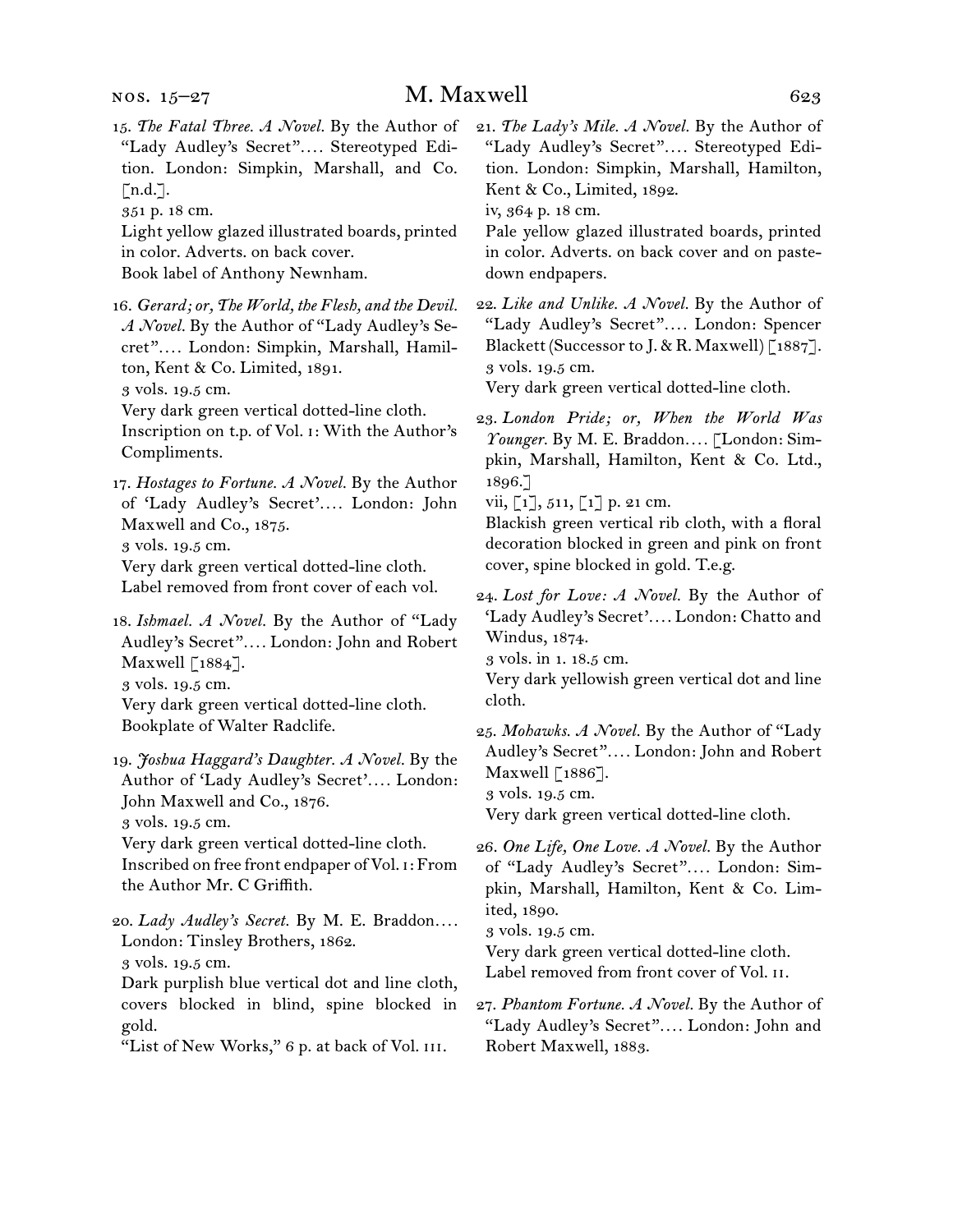15. *The Fatal Three. A Novel.* By the Author of "Lady Audley's Secret".... Stereotyped Edition. London: Simpkin, Marshall, and Co. [n.d.].
351 p. 18 cm.
Light yellow glazed illustrated boards, printed in color. Adverts. on back cover.
Book label of Anthony Newnham.

16. *Gerard; or, The World, the Flesh, and the Devil. A Novel.* By the Author of "Lady Audley's Secret".... London: Simpkin, Marshall, Hamilton, Kent & Co. Limited, 1891.
3 vols. 19.5 cm.
Very dark green vertical dotted-line cloth.
Inscription on t.p. of Vol. I: With the Author's Compliments.

17. *Hostages to Fortune. A Novel.* By the Author of 'Lady Audley's Secret'.... London: John Maxwell and Co., 1875.
3 vols. 19.5 cm.
Very dark green vertical dotted-line cloth.
Label removed from front cover of each vol.

18. *Ishmael. A Novel.* By the Author of "Lady Audley's Secret".... London: John and Robert Maxwell [1884].
3 vols. 19.5 cm.
Very dark green vertical dotted-line cloth.
Bookplate of Walter Radclife.

19. *Joshua Haggard's Daughter. A Novel.* By the Author of 'Lady Audley's Secret'.... London: John Maxwell and Co., 1876.
3 vols. 19.5 cm.
Very dark green vertical dotted-line cloth.
Inscribed on free front endpaper of Vol. I: From the Author Mr. C Griffith.

20. *Lady Audley's Secret.* By M. E. Braddon.... London: Tinsley Brothers, 1862.
3 vols. 19.5 cm.
Dark purplish blue vertical dot and line cloth, covers blocked in blind, spine blocked in gold.
"List of New Works," 6 p. at back of Vol. III.

21. *The Lady's Mile. A Novel.* By the Author of "Lady Audley's Secret".... Stereotyped Edition. London: Simpkin, Marshall, Hamilton, Kent & Co., Limited, 1892.
iv, 364 p. 18 cm.
Pale yellow glazed illustrated boards, printed in color. Adverts. on back cover and on pastedown endpapers.

22. *Like and Unlike. A Novel.* By the Author of "Lady Audley's Secret".... London: Spencer Blackett (Successor to J. & R. Maxwell) [1887].
3 vols. 19.5 cm.
Very dark green vertical dotted-line cloth.

23. *London Pride; or, When the World Was Younger.* By M. E. Braddon.... [London: Simpkin, Marshall, Hamilton, Kent & Co. Ltd., 1896.]
vii, [1], 511, [1] p. 21 cm.
Blackish green vertical rib cloth, with a floral decoration blocked in green and pink on front cover, spine blocked in gold. T.e.g.

24. *Lost for Love: A Novel.* By the Author of 'Lady Audley's Secret'.... London: Chatto and Windus, 1874.
3 vols. in 1. 18.5 cm.
Very dark yellowish green vertical dot and line cloth.

25. *Mohawks. A Novel.* By the Author of "Lady Audley's Secret".... London: John and Robert Maxwell [1886].
3 vols. 19.5 cm.
Very dark green vertical dotted-line cloth.

26. *One Life, One Love. A Novel.* By the Author of "Lady Audley's Secret".... London: Simpkin, Marshall, Hamilton, Kent & Co. Limited, 1890.
3 vols. 19.5 cm.
Very dark green vertical dotted-line cloth.
Label removed from front cover of Vol. II.

27. *Phantom Fortune. A Novel.* By the Author of "Lady Audley's Secret".... London: John and Robert Maxwell, 1883.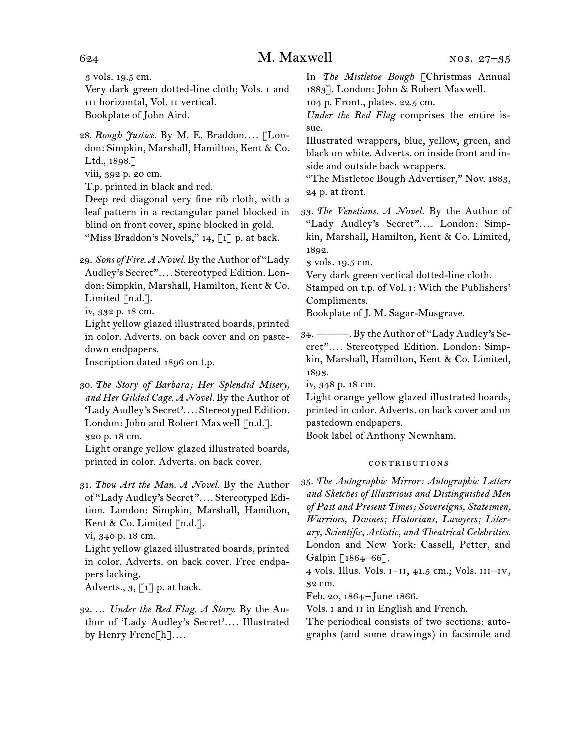3 vols. 19.5 cm.
Very dark green dotted-line cloth; Vols. i and iii horizontal, Vol. ii vertical.
Bookplate of John Aird.

28. *Rough Justice.* By M. E. Braddon.… [London: Simpkin, Marshall, Hamilton, Kent & Co. Ltd., 1898.]
viii, 392 p. 20 cm.
T.p. printed in black and red.
Deep red diagonal very fine rib cloth, with a leaf pattern in a rectangular panel blocked in blind on front cover, spine blocked in gold.
"Miss Braddon's Novels," 14, [1] p. at back.

29. *Sons of Fire. A Novel.* By the Author of "Lady Audley's Secret".… Stereotyped Edition. London: Simpkin, Marshall, Hamilton, Kent & Co. Limited [n.d.].
iv, 332 p. 18 cm.
Light yellow glazed illustrated boards, printed in color. Adverts. on back cover and on pastedown endpapers.
Inscription dated 1896 on t.p.

30. *The Story of Barbara; Her Splendid Misery, and Her Gilded Cage. A Novel.* By the Author of 'Lady Audley's Secret'.… Stereotyped Edition. London: John and Robert Maxwell [n.d.].
320 p. 18 cm.
Light orange yellow glazed illustrated boards, printed in color. Adverts. on back cover.

31. *Thou Art the Man. A Novel.* By the Author of "Lady Audley's Secret".… Stereotyped Edition. London: Simpkin, Marshall, Hamilton, Kent & Co. Limited [n.d.].
vi, 340 p. 18 cm.
Light yellow glazed illustrated boards, printed in color. Adverts. on back cover. Free endpapers lacking.
Adverts., 3, [1] p. at back.

32. … *Under the Red Flag. A Story.* By the Author of 'Lady Audley's Secret'.… Illustrated by Henry Frenc[h].…
In *The Mistletoe Bough* [Christmas Annual 1883]. London: John & Robert Maxwell.
104 p. Front., plates. 22.5 cm.
*Under the Red Flag* comprises the entire issue.
Illustrated wrappers, blue, yellow, green, and black on white. Adverts. on inside front and inside and outside back wrappers.
"The Mistletoe Bough Advertiser," Nov. 1883, 24 p. at front.

33. *The Venetians. A Novel.* By the Author of "Lady Audley's Secret".… London: Simpkin, Marshall, Hamilton, Kent & Co. Limited, 1892.
3 vols. 19.5 cm.
Very dark green vertical dotted-line cloth.
Stamped on t.p. of Vol. i: With the Publishers' Compliments.
Bookplate of J. M. Sagar-Musgrave.

34. ———. By the Author of "Lady Audley's Secret".… Stereotyped Edition. London: Simpkin, Marshall, Hamilton, Kent & Co. Limited, 1893.
iv, 348 p. 18 cm.
Light orange yellow glazed illustrated boards, printed in color. Adverts. on back cover and on pastedown endpapers.
Book label of Anthony Newnham.

### contributions

35. *The Autographic Mirror: Autographic Letters and Sketches of Illustrious and Distinguished Men of Past and Present Times; Sovereigns, Statesmen, Warriors, Divines; Historians, Lawyers; Literary, Scientific, Artistic, and Theatrical Celebrities.* London and New York: Cassell, Petter, and Galpin [1864–66].
4 vols. Illus. Vols. i–ii, 41.5 cm.; Vols. iii–iv, 32 cm.
Feb. 20, 1864–June 1866.
Vols. i and ii in English and French.
The periodical consists of two sections: autographs (and some drawings) in facsimile and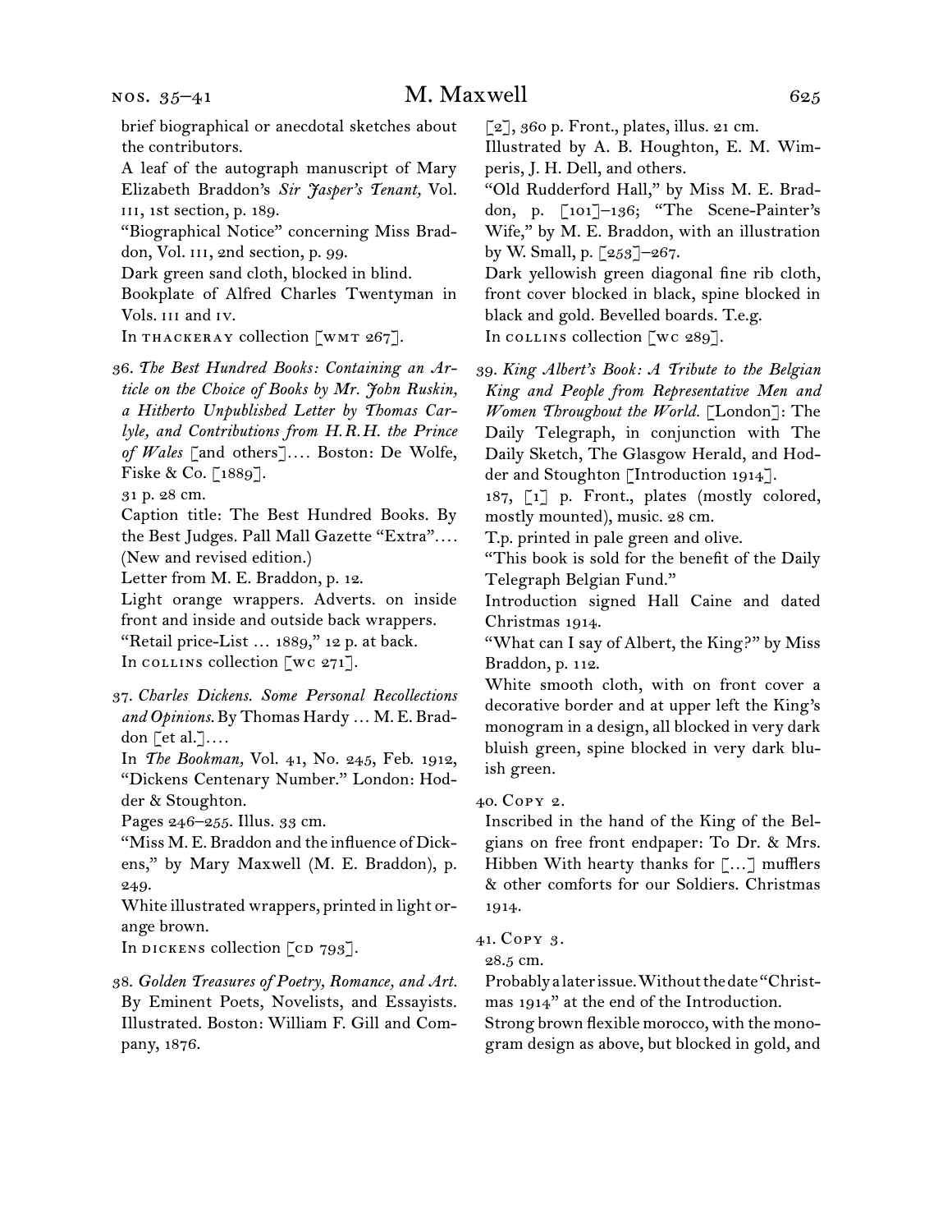brief biographical or anecdotal sketches about the contributors.

A leaf of the autograph manuscript of Mary Elizabeth Braddon's *Sir Jasper's Tenant,* Vol. III, 1st section, p. 189.

"Biographical Notice" concerning Miss Braddon, Vol. III, 2nd section, p. 99.

Dark green sand cloth, blocked in blind.

Bookplate of Alfred Charles Twentyman in Vols. III and IV.

In THACKERAY collection [WMT 267].

36. *The Best Hundred Books: Containing an Article on the Choice of Books by Mr. John Ruskin, a Hitherto Unpublished Letter by Thomas Carlyle, and Contributions from H.R.H. the Prince of Wales* [and others].... Boston: De Wolfe, Fiske & Co. [1889].

31 p. 28 cm.

Caption title: The Best Hundred Books. By the Best Judges. Pall Mall Gazette "Extra".... (New and revised edition.)

Letter from M. E. Braddon, p. 12.

Light orange wrappers. Adverts. on inside front and inside and outside back wrappers.

"Retail price-List ... 1889," 12 p. at back.

In COLLINS collection [WC 271].

37. *Charles Dickens. Some Personal Recollections and Opinions.* By Thomas Hardy ... M. E. Braddon [et al.]....

In *The Bookman,* Vol. 41, No. 245, Feb. 1912, "Dickens Centenary Number." London: Hodder & Stoughton.

Pages 246–255. Illus. 33 cm.

"Miss M. E. Braddon and the influence of Dickens," by Mary Maxwell (M. E. Braddon), p. 249.

White illustrated wrappers, printed in light orange brown.

In DICKENS collection [CD 793].

38. *Golden Treasures of Poetry, Romance, and Art.* By Eminent Poets, Novelists, and Essayists. Illustrated. Boston: William F. Gill and Company, 1876.

[2], 360 p. Front., plates, illus. 21 cm.

Illustrated by A. B. Houghton, E. M. Wimperis, J. H. Dell, and others.

"Old Rudderford Hall," by Miss M. E. Braddon, p. [101]–136; "The Scene-Painter's Wife," by M. E. Braddon, with an illustration by W. Small, p. [253]–267.

Dark yellowish green diagonal fine rib cloth, front cover blocked in black, spine blocked in black and gold. Bevelled boards. T.e.g.

In COLLINS collection [WC 289].

39. *King Albert's Book: A Tribute to the Belgian King and People from Representative Men and Women Throughout the World.* [London]: The Daily Telegraph, in conjunction with The Daily Sketch, The Glasgow Herald, and Hodder and Stoughton [Introduction 1914].

187, [1] p. Front., plates (mostly colored, mostly mounted), music. 28 cm.

T.p. printed in pale green and olive.

"This book is sold for the benefit of the Daily Telegraph Belgian Fund."

Introduction signed Hall Caine and dated Christmas 1914.

"What can I say of Albert, the King?" by Miss Braddon, p. 112.

White smooth cloth, with on front cover a decorative border and at upper left the King's monogram in a design, all blocked in very dark bluish green, spine blocked in very dark bluish green.

40. COPY 2.

Inscribed in the hand of the King of the Belgians on free front endpaper: To Dr. & Mrs. Hibben With hearty thanks for [...] mufflers & other comforts for our Soldiers. Christmas 1914.

41. COPY 3.

28.5 cm.

Probably a later issue. Without the date "Christmas 1914" at the end of the Introduction.

Strong brown flexible morocco, with the monogram design as above, but blocked in gold, and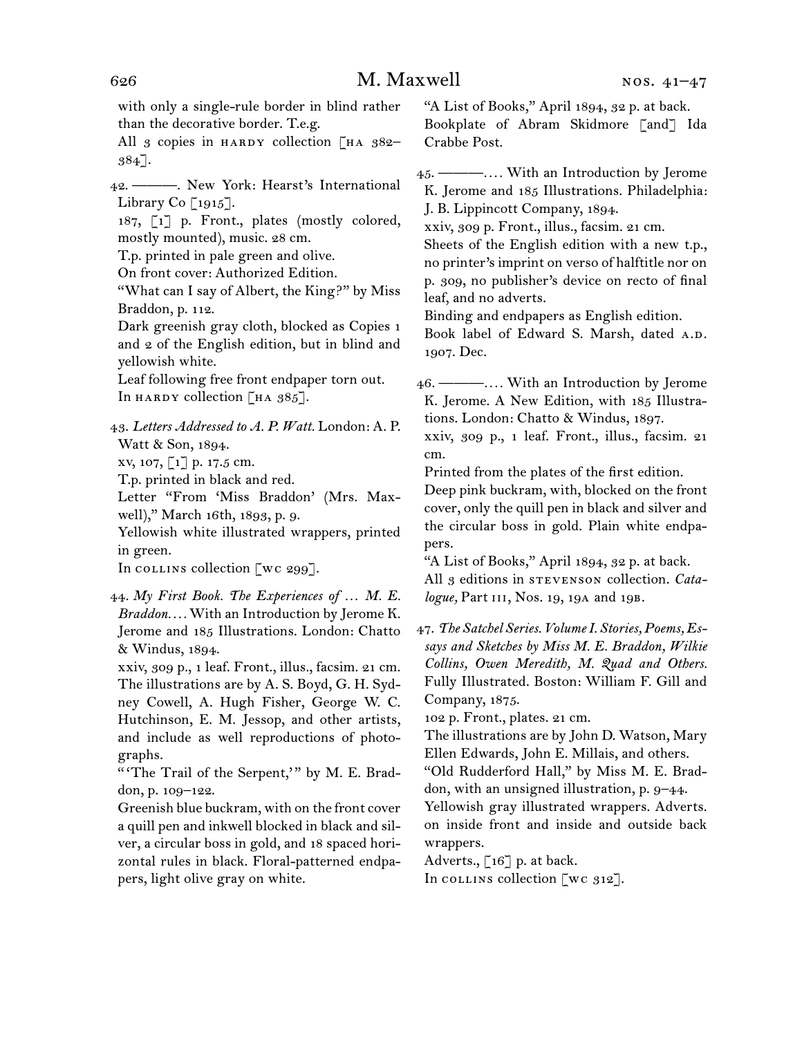with only a single-rule border in blind rather than the decorative border. T.e.g.

All 3 copies in HARDY collection [HA 382–384].

42. ———. New York: Hearst's International Library Co [1915].

187, [1] p. Front., plates (mostly colored, mostly mounted), music. 28 cm.

T.p. printed in pale green and olive.

On front cover: Authorized Edition.

"What can I say of Albert, the King?" by Miss Braddon, p. 112.

Dark greenish gray cloth, blocked as Copies 1 and 2 of the English edition, but in blind and yellowish white.

Leaf following free front endpaper torn out.

In HARDY collection [HA 385].

43. *Letters Addressed to A. P. Watt.* London: A. P. Watt & Son, 1894.

xv, 107, [1] p. 17.5 cm.

T.p. printed in black and red.

Letter "From 'Miss Braddon' (Mrs. Maxwell)," March 16th, 1893, p. 9.

Yellowish white illustrated wrappers, printed in green.

In COLLINS collection [WC 299].

44. *My First Book. The Experiences of … M. E. Braddon.…* With an Introduction by Jerome K. Jerome and 185 Illustrations. London: Chatto & Windus, 1894.

xxiv, 309 p., 1 leaf. Front., illus., facsim. 21 cm.

The illustrations are by A. S. Boyd, G. H. Sydney Cowell, A. Hugh Fisher, George W. C. Hutchinson, E. M. Jessop, and other artists, and include as well reproductions of photographs.

"'The Trail of the Serpent,'" by M. E. Braddon, p. 109–122.

Greenish blue buckram, with on the front cover a quill pen and inkwell blocked in black and silver, a circular boss in gold, and 18 spaced horizontal rules in black. Floral-patterned endpapers, light olive gray on white.

"A List of Books," April 1894, 32 p. at back.

Bookplate of Abram Skidmore [and] Ida Crabbe Post.

45. ———.… With an Introduction by Jerome K. Jerome and 185 Illustrations. Philadelphia: J. B. Lippincott Company, 1894.

xxiv, 309 p. Front., illus., facsim. 21 cm.

Sheets of the English edition with a new t.p., no printer's imprint on verso of halftitle nor on p. 309, no publisher's device on recto of final leaf, and no adverts.

Binding and endpapers as English edition.

Book label of Edward S. Marsh, dated A.D. 1907. Dec.

46. ———.… With an Introduction by Jerome K. Jerome. A New Edition, with 185 Illustrations. London: Chatto & Windus, 1897.

xxiv, 309 p., 1 leaf. Front., illus., facsim. 21 cm.

Printed from the plates of the first edition.

Deep pink buckram, with, blocked on the front cover, only the quill pen in black and silver and the circular boss in gold. Plain white endpapers.

"A List of Books," April 1894, 32 p. at back.

All 3 editions in STEVENSON collection. *Catalogue,* Part III, Nos. 19, 19A and 19B.

47. *The Satchel Series. Volume I. Stories, Poems, Essays and Sketches by Miss M. E. Braddon, Wilkie Collins, Owen Meredith, M. Quad and Others.* Fully Illustrated. Boston: William F. Gill and Company, 1875.

102 p. Front., plates. 21 cm.

The illustrations are by John D. Watson, Mary Ellen Edwards, John E. Millais, and others.

"Old Rudderford Hall," by Miss M. E. Braddon, with an unsigned illustration, p. 9–44.

Yellowish gray illustrated wrappers. Adverts. on inside front and inside and outside back wrappers.

Adverts., [16] p. at back.

In COLLINS collection [WC 312].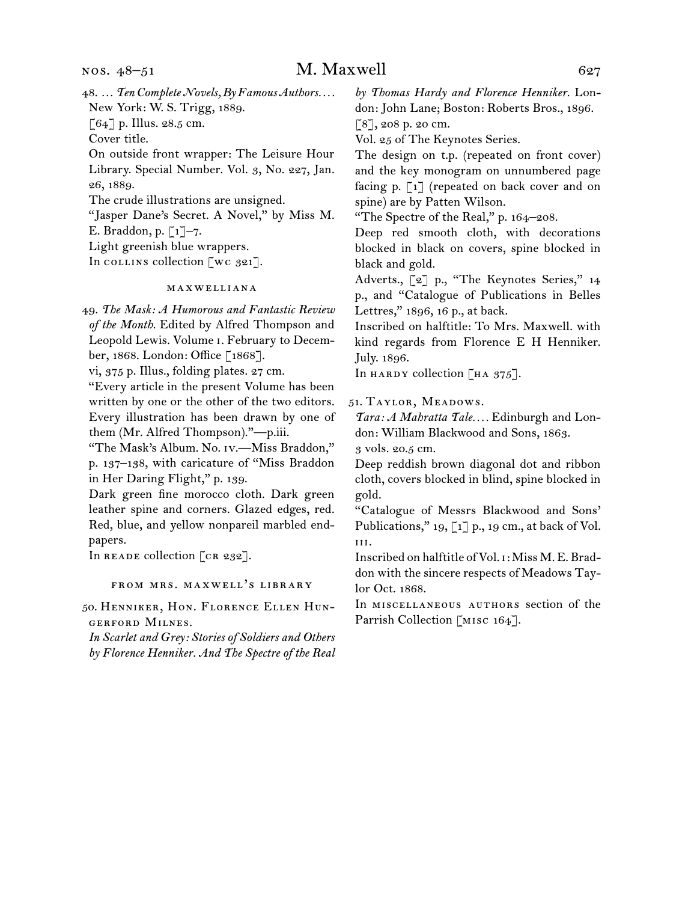48. … *Ten Complete Novels, By Famous Authors.* … New York: W. S. Trigg, 1889.
[64] p. Illus. 28.5 cm.
Cover title.
On outside front wrapper: The Leisure Hour Library. Special Number. Vol. 3, No. 227, Jan. 26, 1889.
The crude illustrations are unsigned.
"Jasper Dane's Secret. A Novel," by Miss M. E. Braddon, p. [1]–7.
Light greenish blue wrappers.
In COLLINS collection [WC 321].

### MAXWELLIANA

49. *The Mask: A Humorous and Fantastic Review of the Month.* Edited by Alfred Thompson and Leopold Lewis. Volume I. February to December, 1868. London: Office [1868].
vi, 375 p. Illus., folding plates. 27 cm.
"Every article in the present Volume has been written by one or the other of the two editors. Every illustration has been drawn by one of them (Mr. Alfred Thompson)."—p.iii.
"The Mask's Album. No. IV.—Miss Braddon," p. 137–138, with caricature of "Miss Braddon in Her Daring Flight," p. 139.
Dark green fine morocco cloth. Dark green leather spine and corners. Glazed edges, red. Red, blue, and yellow nonpareil marbled endpapers.
In READE collection [CR 232].

### FROM MRS. MAXWELL'S LIBRARY

50. HENNIKER, HON. FLORENCE ELLEN HUNGERFORD MILNES.
*In Scarlet and Grey: Stories of Soldiers and Others by Florence Henniker. And The Spectre of the Real by Thomas Hardy and Florence Henniker.* London: John Lane; Boston: Roberts Bros., 1896.
[8], 208 p. 20 cm.
Vol. 25 of The Keynotes Series.
The design on t.p. (repeated on front cover) and the key monogram on unnumbered page facing p. [1] (repeated on back cover and on spine) are by Patten Wilson.
"The Spectre of the Real," p. 164–208.
Deep red smooth cloth, with decorations blocked in black on covers, spine blocked in black and gold.
Adverts., [2] p., "The Keynotes Series," 14 p., and "Catalogue of Publications in Belles Lettres," 1896, 16 p., at back.
Inscribed on halftitle: To Mrs. Maxwell. with kind regards from Florence E H Henniker. July. 1896.
In HARDY collection [HA 375].

51. TAYLOR, MEADOWS.
*Tara: A Mahratta Tale.* … Edinburgh and London: William Blackwood and Sons, 1863.
3 vols. 20.5 cm.
Deep reddish brown diagonal dot and ribbon cloth, covers blocked in blind, spine blocked in gold.
"Catalogue of Messrs Blackwood and Sons' Publications," 19, [1] p., 19 cm., at back of Vol. III.
Inscribed on halftitle of Vol. I: Miss M. E. Braddon with the sincere respects of Meadows Taylor Oct. 1868.
In MISCELLANEOUS AUTHORS section of the Parrish Collection [MISC 164].